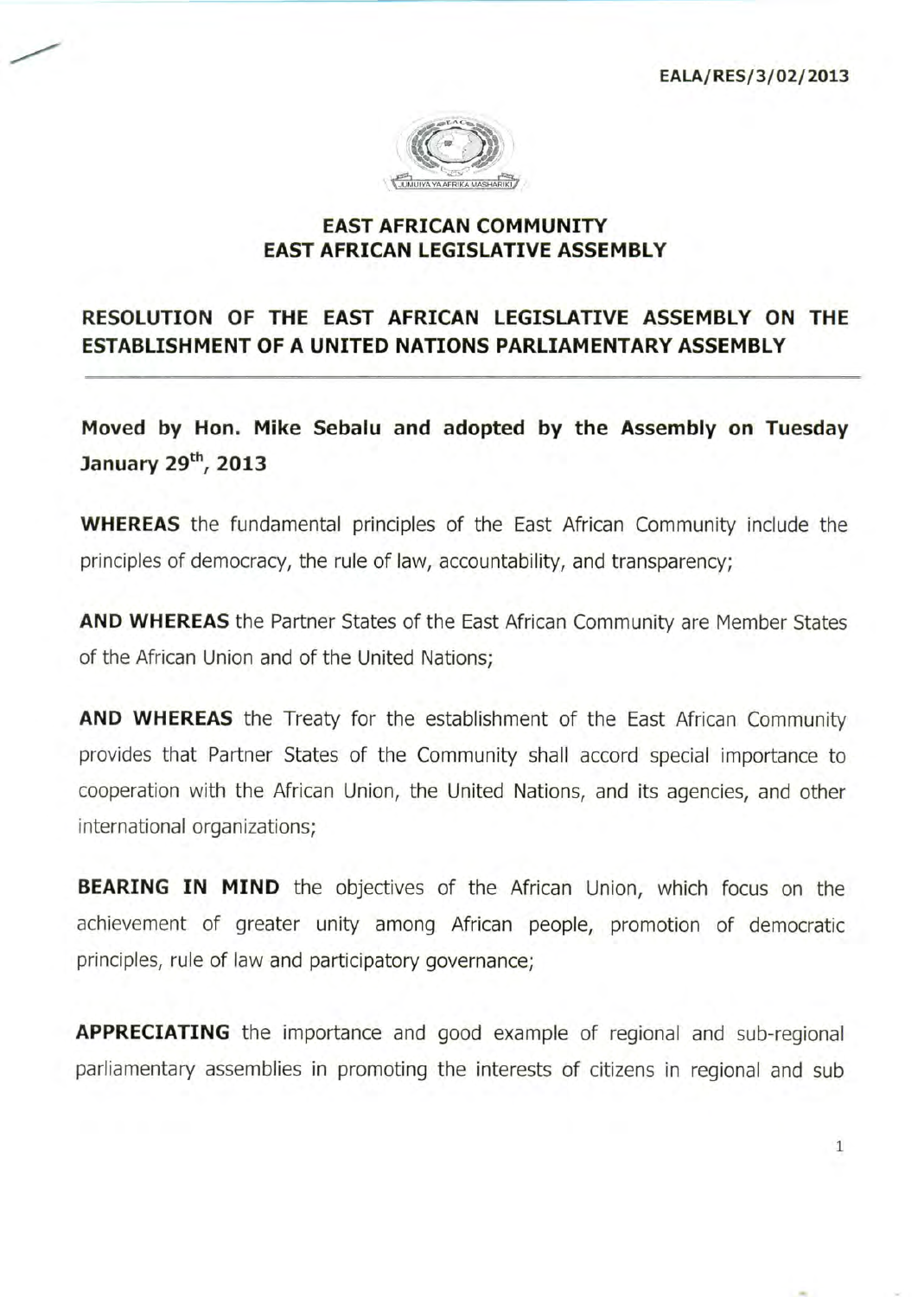EALA/RES/3/02/2013

# EAST AFRICAN COMMUNITY
# EAST AFRICAN LEGISLATIVE ASSEMBLY

## RESOLUTION OF THE EAST AFRICAN LEGISLATIVE ASSEMBLY ON THE ESTABLISHMENT OF A UNITED NATIONS PARLIAMENTARY ASSEMBLY

**Moved by Hon. Mike Sebalu and adopted by the Assembly on Tuesday January 29th, 2013**

**WHEREAS** the fundamental principles of the East African Community include the principles of democracy, the rule of law, accountability, and transparency;

**AND WHEREAS** the Partner States of the East African Community are Member States of the African Union and of the United Nations;

**AND WHEREAS** the Treaty for the establishment of the East African Community provides that Partner States of the Community shall accord special importance to cooperation with the African Union, the United Nations, and its agencies, and other international organizations;

**BEARING IN MIND** the objectives of the African Union, which focus on the achievement of greater unity among African people, promotion of democratic principles, rule of law and participatory governance;

**APPRECIATING** the importance and good example of regional and sub-regional parliamentary assemblies in promoting the interests of citizens in regional and sub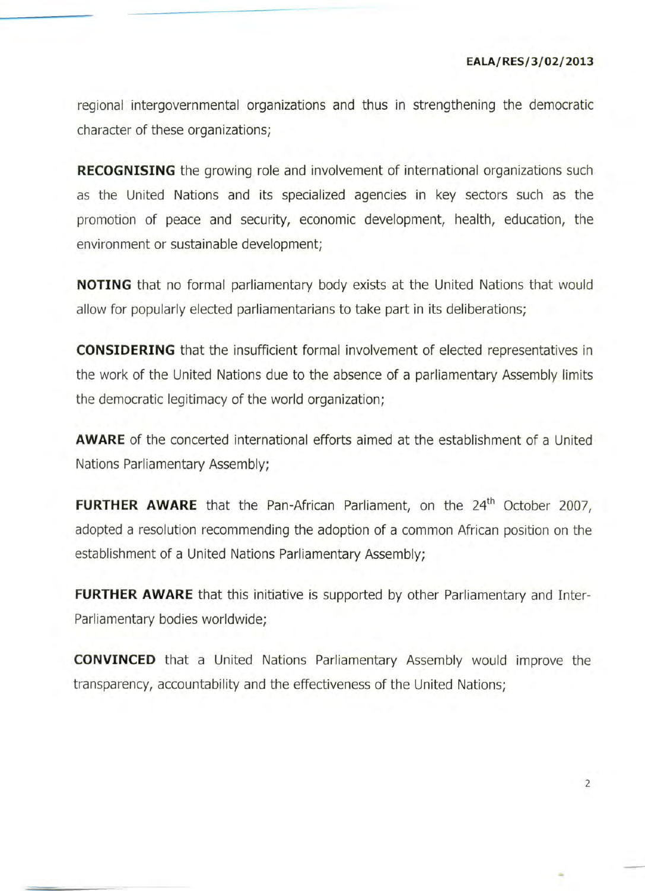regional intergovernmental organizations and thus in strengthening the democratic character of these organizations;

**RECOGNISING** the growing role and involvement of international organizations such as the United Nations and its specialized agencies in key sectors such as the promotion of peace and security, economic development, health, education, the environment or sustainable development;

**NOTING** that no formal parliamentary body exists at the United Nations that would allow for popularly elected parliamentarians to take part in its deliberations;

**CONSIDERING** that the insufficient formal involvement of elected representatives in the work of the United Nations due to the absence of a parliamentary Assembly limits the democratic legitimacy of the world organization;

**AWARE** of the concerted international efforts aimed at the establishment of a United Nations Parliamentary Assembly;

**FURTHER AWARE** that the Pan-African Parliament, on the 24th October 2007, adopted a resolution recommending the adoption of a common African position on the establishment of a United Nations Parliamentary Assembly;

**FURTHER AWARE** that this initiative is supported by other Parliamentary and Inter-Parliamentary bodies worldwide;

**CONVINCED** that a United Nations Parliamentary Assembly would improve the transparency, accountability and the effectiveness of the United Nations;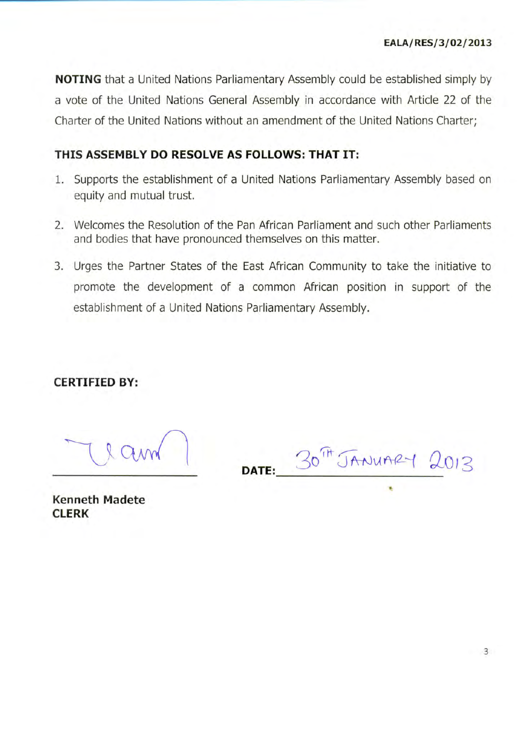**NOTING** that a United Nations Parliamentary Assembly could be established simply by a vote of the United Nations General Assembly in accordance with Article 22 of the Charter of the United Nations without an amendment of the United Nations Charter;

**THIS ASSEMBLY DO RESOLVE AS FOLLOWS: THAT IT:**

1. Supports the establishment of a United Nations Parliamentary Assembly based on equity and mutual trust.
2. Welcomes the Resolution of the Pan African Parliament and such other Parliaments and bodies that have pronounced themselves on this matter.
3. Urges the Partner States of the East African Community to take the initiative to promote the development of a common African position in support of the establishment of a United Nations Parliamentary Assembly.

**CERTIFIED BY:**

**DATE:** 30TH JANUARY 2013

**Kenneth Madete**
**CLERK**